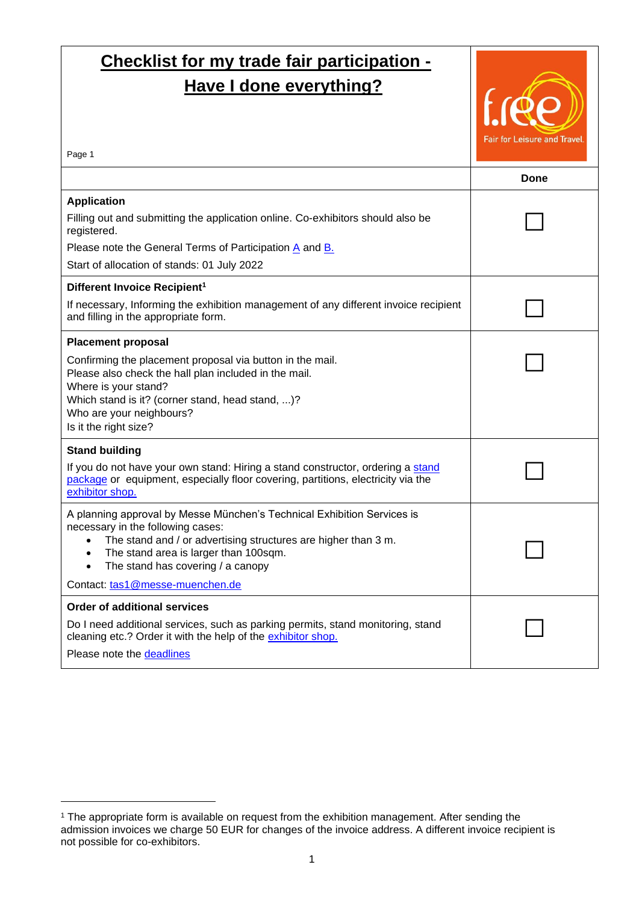# Checklist for my trade fair participation - Have I done everything?

Page 1

| | Done |
|---|---|
| **Application**<br>Filling out and submitting the application online. Co-exhibitors should also be registered.<br>Please note the General Terms of Participation A and B.<br>Start of allocation of stands: 01 July 2022 | ☐ |
| **Different Invoice Recipient**[1]<br>If necessary, Informing the exhibition management of any different invoice recipient and filling in the appropriate form. | ☐ |
| **Placement proposal**<br>Confirming the placement proposal via button in the mail.<br>Please also check the hall plan included in the mail.<br>Where is your stand?<br>Which stand is it? (corner stand, head stand, ...)?<br>Who are your neighbours?<br>Is it the right size? | ☐ |
| **Stand building**<br>If you do not have your own stand: Hiring a stand constructor, ordering a stand package or equipment, especially floor covering, partitions, electricity via the exhibitor shop. | ☐ |
| A planning approval by Messe München's Technical Exhibition Services is necessary in the following cases:<br>• The stand and / or advertising structures are higher than 3 m.<br>• The stand area is larger than 100sqm.<br>• The stand has covering / a canopy<br>Contact: tas1@messe-muenchen.de | ☐ |
| **Order of additional services**<br>Do I need additional services, such as parking permits, stand monitoring, stand cleaning etc.? Order it with the help of the exhibitor shop.<br>Please note the deadlines | ☐ |

[1] The appropriate form is available on request from the exhibition management. After sending the admission invoices we charge 50 EUR for changes of the invoice address. A different invoice recipient is not possible for co-exhibitors.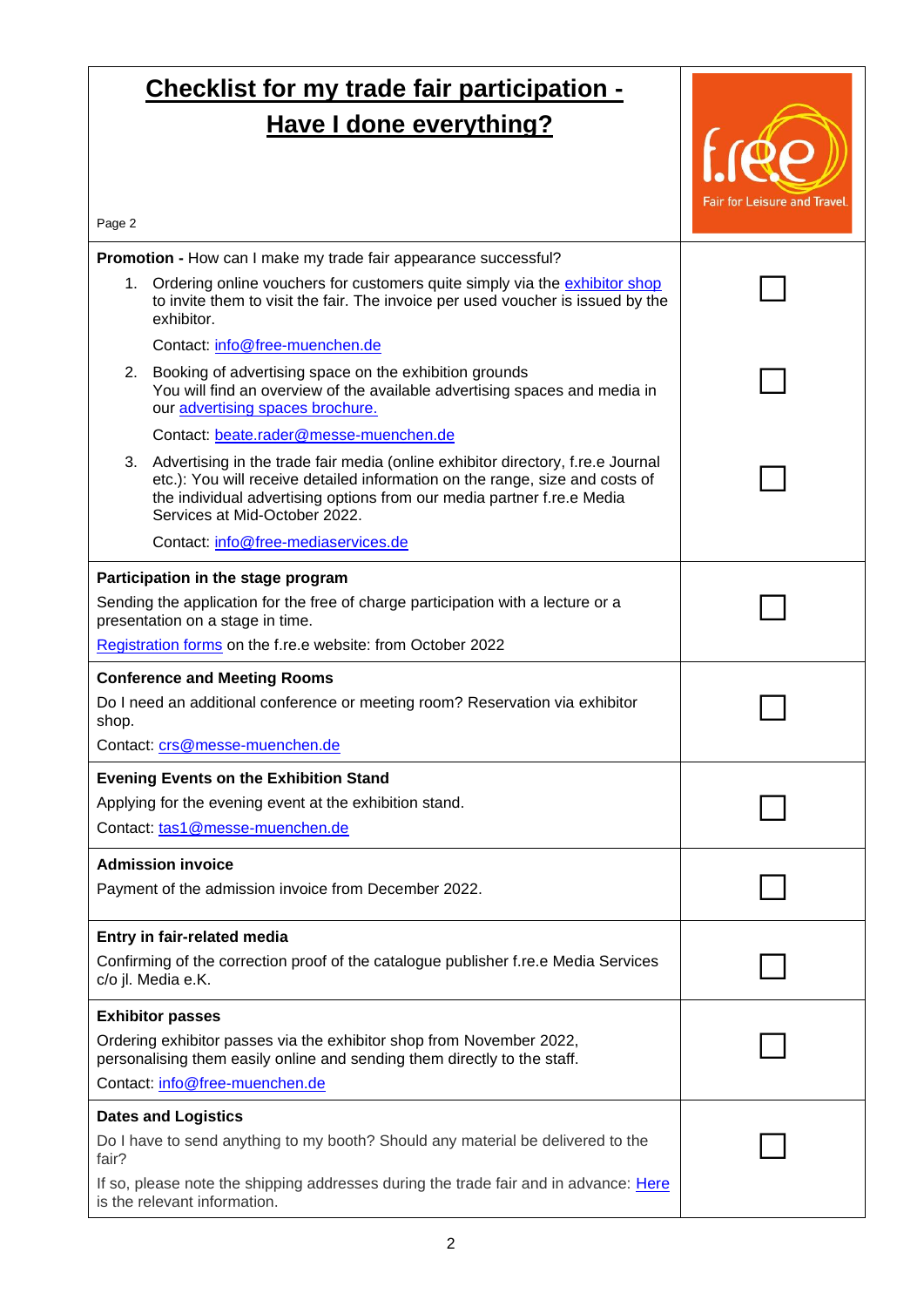# Checklist for my trade fair participation - Have I done everything?

Page 2

**Promotion -** How can I make my trade fair appearance successful?

1. Ordering online vouchers for customers quite simply via the exhibitor shop to invite them to visit the fair. The invoice per used voucher is issued by the exhibitor. ☐

   Contact: info@free-muenchen.de

2. Booking of advertising space on the exhibition grounds
   You will find an overview of the available advertising spaces and media in our advertising spaces brochure. ☐

   Contact: beate.rader@messe-muenchen.de

3. Advertising in the trade fair media (online exhibitor directory, f.re.e Journal etc.): You will receive detailed information on the range, size and costs of the individual advertising options from our media partner f.re.e Media Services at Mid-October 2022. ☐

   Contact: info@free-mediaservices.de

**Participation in the stage program**

Sending the application for the free of charge participation with a lecture or a presentation on a stage in time. ☐

Registration forms on the f.re.e website: from October 2022

**Conference and Meeting Rooms**

Do I need an additional conference or meeting room? Reservation via exhibitor shop. ☐

Contact: crs@messe-muenchen.de

**Evening Events on the Exhibition Stand**

Applying for the evening event at the exhibition stand. ☐

Contact: tas1@messe-muenchen.de

**Admission invoice**

Payment of the admission invoice from December 2022. ☐

**Entry in fair-related media**

Confirming of the correction proof of the catalogue publisher f.re.e Media Services c/o jl. Media e.K. ☐

**Exhibitor passes**

Ordering exhibitor passes via the exhibitor shop from November 2022, personalising them easily online and sending them directly to the staff. ☐

Contact: info@free-muenchen.de

**Dates and Logistics**

Do I have to send anything to my booth? Should any material be delivered to the fair? ☐

If so, please note the shipping addresses during the trade fair and in advance: Here is the relevant information.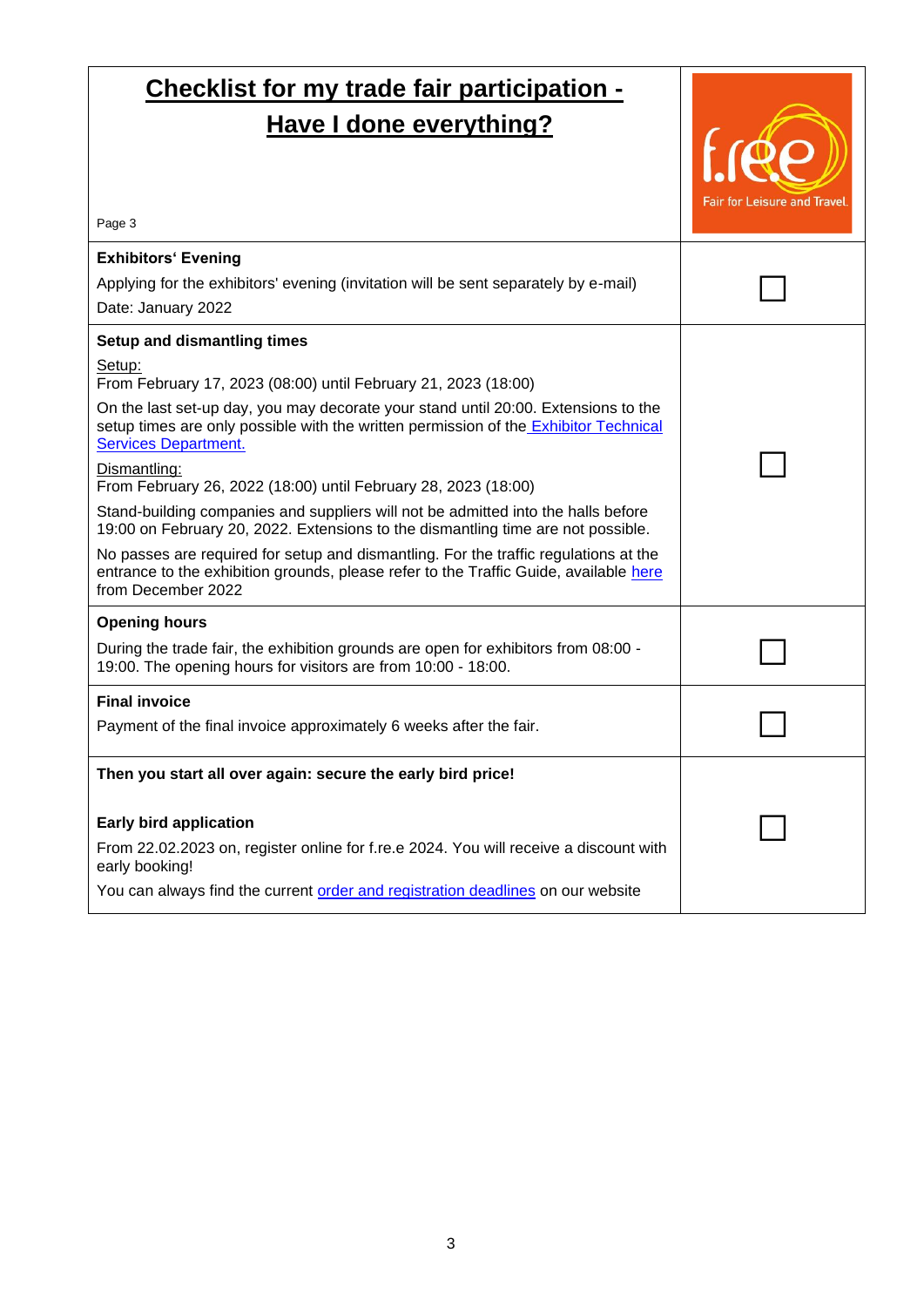# Checklist for my trade fair participation - Have I done everything?

Page 3

Fair for Leisure and Travel

| | |
|---|---|
| **Exhibitors' Evening**<br>Applying for the exhibitors' evening (invitation will be sent separately by e-mail)<br>Date: January 2022 | ☐ |
| **Setup and dismantling times**<br>Setup:<br>From February 17, 2023 (08:00) until February 21, 2023 (18:00)<br>On the last set-up day, you may decorate your stand until 20:00. Extensions to the setup times are only possible with the written permission of the Exhibitor Technical Services Department.<br>Dismantling:<br>From February 26, 2022 (18:00) until February 28, 2023 (18:00)<br>Stand-building companies and suppliers will not be admitted into the halls before 19:00 on February 20, 2022. Extensions to the dismantling time are not possible.<br>No passes are required for setup and dismantling. For the traffic regulations at the entrance to the exhibition grounds, please refer to the Traffic Guide, available here from December 2022 | ☐ |
| **Opening hours**<br>During the trade fair, the exhibition grounds are open for exhibitors from 08:00 - 19:00. The opening hours for visitors are from 10:00 - 18:00. | ☐ |
| **Final invoice**<br>Payment of the final invoice approximately 6 weeks after the fair. | ☐ |
| **Then you start all over again: secure the early bird price!**<br>**Early bird application**<br>From 22.02.2023 on, register online for f.re.e 2024. You will receive a discount with early booking!<br>You can always find the current order and registration deadlines on our website | ☐ |